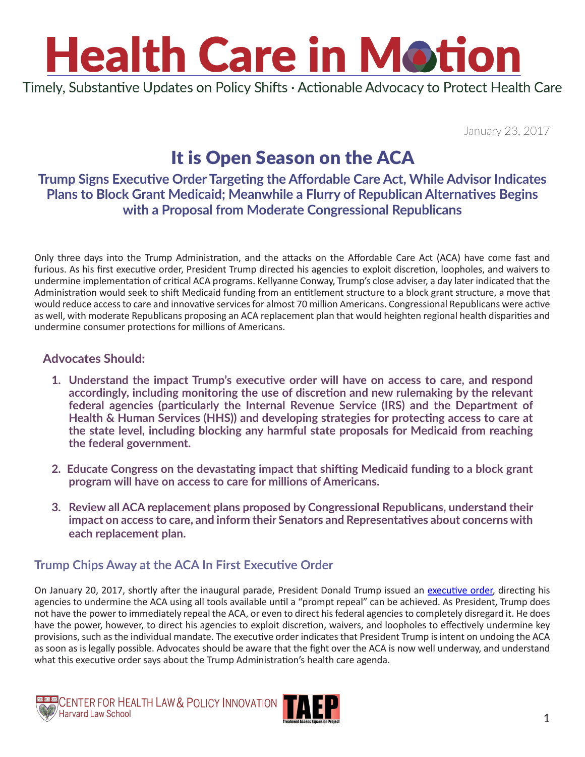# Health Care in Motion

Timely, Substantive Updates on Policy Shifts · Actionable Advocacy to Protect Health Care

January 23, 2017

## It is Open Season on the ACA

### Trump Signs Executive Order Targeting the Affordable Care Act, While Advisor Indicates Plans to Block Grant Medicaid; Meanwhile a Flurry of Republican Alternatives Begins with a Proposal from Moderate Congressional Republicans

Only three days into the Trump Administration, and the attacks on the Affordable Care Act (ACA) have come fast and furious. As his first executive order, President Trump directed his agencies to exploit discretion, loopholes, and waivers to undermine implementation of critical ACA programs. Kellyanne Conway, Trump's close adviser, a day later indicated that the Administration would seek to shift Medicaid funding from an entitlement structure to a block grant structure, a move that would reduce access to care and innovative services for almost 70 million Americans. Congressional Republicans were active as well, with moderate Republicans proposing an ACA replacement plan that would heighten regional health disparities and undermine consumer protections for millions of Americans.

### Advocates Should:

1. **Understand the impact Trump's executive order will have on access to care, and respond accordingly, including monitoring the use of discretion and new rulemaking by the relevant federal agencies (particularly the Internal Revenue Service (IRS) and the Department of Health & Human Services (HHS)) and developing strategies for protecting access to care at the state level, including blocking any harmful state proposals for Medicaid from reaching the federal government.**

2. **Educate Congress on the devastating impact that shifting Medicaid funding to a block grant program will have on access to care for millions of Americans.**

3. **Review all ACA replacement plans proposed by Congressional Republicans, understand their impact on access to care, and inform their Senators and Representatives about concerns with each replacement plan.**

### Trump Chips Away at the ACA In First Executive Order

On January 20, 2017, shortly after the inaugural parade, President Donald Trump issued an executive order, directing his agencies to undermine the ACA using all tools available until a "prompt repeal" can be achieved. As President, Trump does not have the power to immediately repeal the ACA, or even to direct his federal agencies to completely disregard it. He does have the power, however, to direct his agencies to exploit discretion, waivers, and loopholes to effectively undermine key provisions, such as the individual mandate. The executive order indicates that President Trump is intent on undoing the ACA as soon as is legally possible. Advocates should be aware that the fight over the ACA is now well underway, and understand what this executive order says about the Trump Administration's health care agenda.

Center for Health Law & Policy Innovation, Harvard Law School · TAEP Treatment Access Expansion Project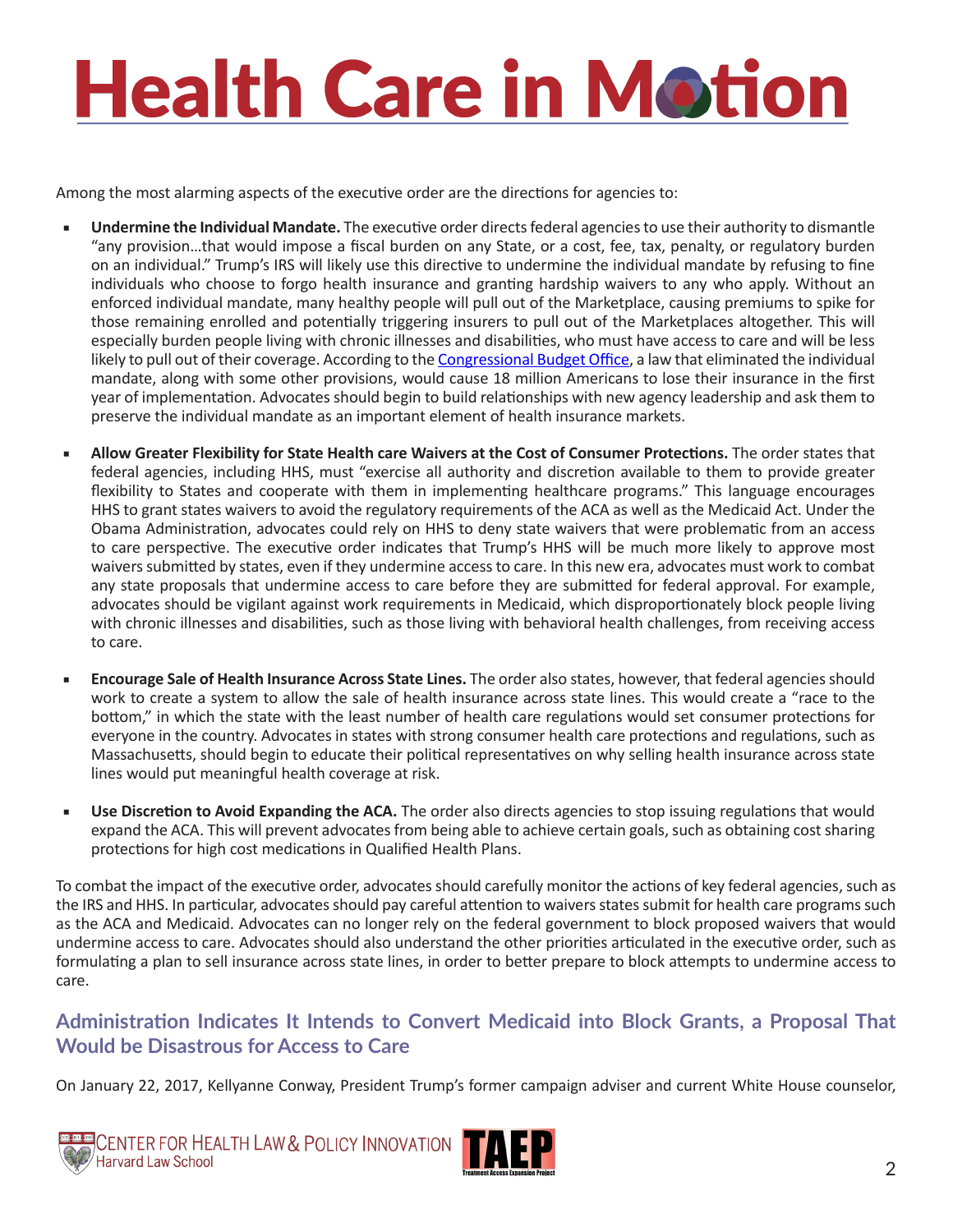Among the most alarming aspects of the executive order are the directions for agencies to:

- **Undermine the Individual Mandate.** The executive order directs federal agencies to use their authority to dismantle "any provision…that would impose a fiscal burden on any State, or a cost, fee, tax, penalty, or regulatory burden on an individual." Trump's IRS will likely use this directive to undermine the individual mandate by refusing to fine individuals who choose to forgo health insurance and granting hardship waivers to any who apply. Without an enforced individual mandate, many healthy people will pull out of the Marketplace, causing premiums to spike for those remaining enrolled and potentially triggering insurers to pull out of the Marketplaces altogether. This will especially burden people living with chronic illnesses and disabilities, who must have access to care and will be less likely to pull out of their coverage. According to the Congressional Budget Office, a law that eliminated the individual mandate, along with some other provisions, would cause 18 million Americans to lose their insurance in the first year of implementation. Advocates should begin to build relationships with new agency leadership and ask them to preserve the individual mandate as an important element of health insurance markets.

- **Allow Greater Flexibility for State Health care Waivers at the Cost of Consumer Protections.** The order states that federal agencies, including HHS, must "exercise all authority and discretion available to them to provide greater flexibility to States and cooperate with them in implementing healthcare programs." This language encourages HHS to grant states waivers to avoid the regulatory requirements of the ACA as well as the Medicaid Act. Under the Obama Administration, advocates could rely on HHS to deny state waivers that were problematic from an access to care perspective. The executive order indicates that Trump's HHS will be much more likely to approve most waivers submitted by states, even if they undermine access to care. In this new era, advocates must work to combat any state proposals that undermine access to care before they are submitted for federal approval. For example, advocates should be vigilant against work requirements in Medicaid, which disproportionately block people living with chronic illnesses and disabilities, such as those living with behavioral health challenges, from receiving access to care.

- **Encourage Sale of Health Insurance Across State Lines.** The order also states, however, that federal agencies should work to create a system to allow the sale of health insurance across state lines. This would create a "race to the bottom," in which the state with the least number of health care regulations would set consumer protections for everyone in the country. Advocates in states with strong consumer health care protections and regulations, such as Massachusetts, should begin to educate their political representatives on why selling health insurance across state lines would put meaningful health coverage at risk.

- **Use Discretion to Avoid Expanding the ACA.** The order also directs agencies to stop issuing regulations that would expand the ACA. This will prevent advocates from being able to achieve certain goals, such as obtaining cost sharing protections for high cost medications in Qualified Health Plans.

To combat the impact of the executive order, advocates should carefully monitor the actions of key federal agencies, such as the IRS and HHS. In particular, advocates should pay careful attention to waivers states submit for health care programs such as the ACA and Medicaid. Advocates can no longer rely on the federal government to block proposed waivers that would undermine access to care. Advocates should also understand the other priorities articulated in the executive order, such as formulating a plan to sell insurance across state lines, in order to better prepare to block attempts to undermine access to care.

## Administration Indicates It Intends to Convert Medicaid into Block Grants, a Proposal That Would be Disastrous for Access to Care

On January 22, 2017, Kellyanne Conway, President Trump's former campaign adviser and current White House counselor,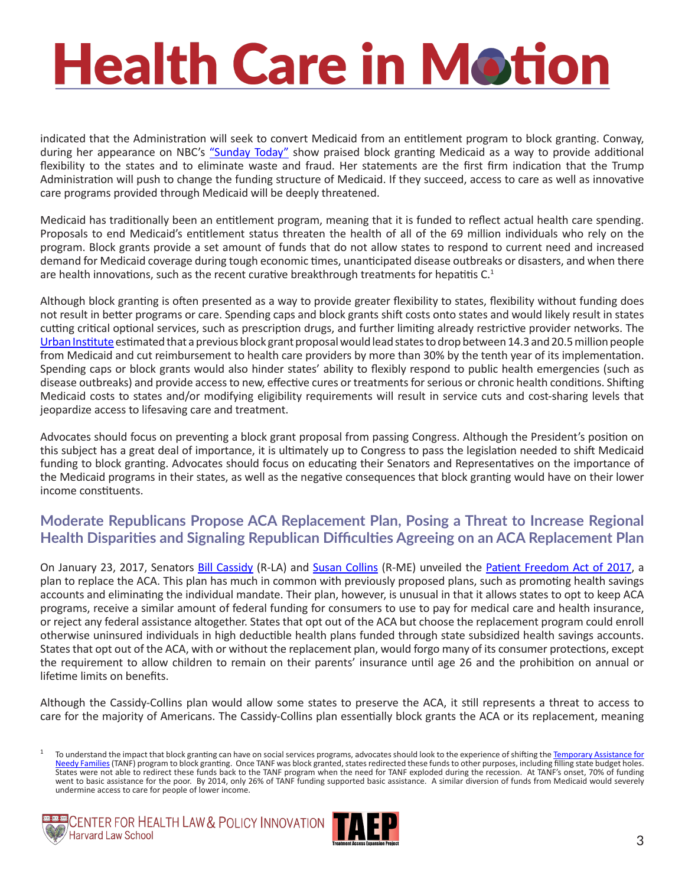indicated that the Administration will seek to convert Medicaid from an entitlement program to block granting. Conway, during her appearance on NBC's "Sunday Today" show praised block granting Medicaid as a way to provide additional flexibility to the states and to eliminate waste and fraud. Her statements are the first firm indication that the Trump Administration will push to change the funding structure of Medicaid. If they succeed, access to care as well as innovative care programs provided through Medicaid will be deeply threatened.

Medicaid has traditionally been an entitlement program, meaning that it is funded to reflect actual health care spending. Proposals to end Medicaid's entitlement status threaten the health of all of the 69 million individuals who rely on the program. Block grants provide a set amount of funds that do not allow states to respond to current need and increased demand for Medicaid coverage during tough economic times, unanticipated disease outbreaks or disasters, and when there are health innovations, such as the recent curative breakthrough treatments for hepatitis C.[1]

Although block granting is often presented as a way to provide greater flexibility to states, flexibility without funding does not result in better programs or care. Spending caps and block grants shift costs onto states and would likely result in states cutting critical optional services, such as prescription drugs, and further limiting already restrictive provider networks. The Urban Institute estimated that a previous block grant proposal would lead states to drop between 14.3 and 20.5 million people from Medicaid and cut reimbursement to health care providers by more than 30% by the tenth year of its implementation. Spending caps or block grants would also hinder states' ability to flexibly respond to public health emergencies (such as disease outbreaks) and provide access to new, effective cures or treatments for serious or chronic health conditions. Shifting Medicaid costs to states and/or modifying eligibility requirements will result in service cuts and cost-sharing levels that jeopardize access to lifesaving care and treatment.

Advocates should focus on preventing a block grant proposal from passing Congress. Although the President's position on this subject has a great deal of importance, it is ultimately up to Congress to pass the legislation needed to shift Medicaid funding to block granting. Advocates should focus on educating their Senators and Representatives on the importance of the Medicaid programs in their states, as well as the negative consequences that block granting would have on their lower income constituents.

## Moderate Republicans Propose ACA Replacement Plan, Posing a Threat to Increase Regional Health Disparities and Signaling Republican Difficulties Agreeing on an ACA Replacement Plan

On January 23, 2017, Senators Bill Cassidy (R-LA) and Susan Collins (R-ME) unveiled the Patient Freedom Act of 2017, a plan to replace the ACA. This plan has much in common with previously proposed plans, such as promoting health savings accounts and eliminating the individual mandate. Their plan, however, is unusual in that it allows states to opt to keep ACA programs, receive a similar amount of federal funding for consumers to use to pay for medical care and health insurance, or reject any federal assistance altogether. States that opt out of the ACA but choose the replacement program could enroll otherwise uninsured individuals in high deductible health plans funded through state subsidized health savings accounts. States that opt out of the ACA, with or without the replacement plan, would forgo many of its consumer protections, except the requirement to allow children to remain on their parents' insurance until age 26 and the prohibition on annual or lifetime limits on benefits.

Although the Cassidy-Collins plan would allow some states to preserve the ACA, it still represents a threat to access to care for the majority of Americans. The Cassidy-Collins plan essentially block grants the ACA or its replacement, meaning

[1] To understand the impact that block granting can have on social services programs, advocates should look to the experience of shifting the Temporary Assistance for Needy Families (TANF) program to block granting. Once TANF was block granted, states redirected these funds to other purposes, including filling state budget holes. States were not able to redirect these funds back to the TANF program when the need for TANF exploded during the recession. At TANF's onset, 70% of funding went to basic assistance for the poor. By 2014, only 26% of TANF funding supported basic assistance. A similar diversion of funds from Medicaid would severely undermine access to care for people of lower income.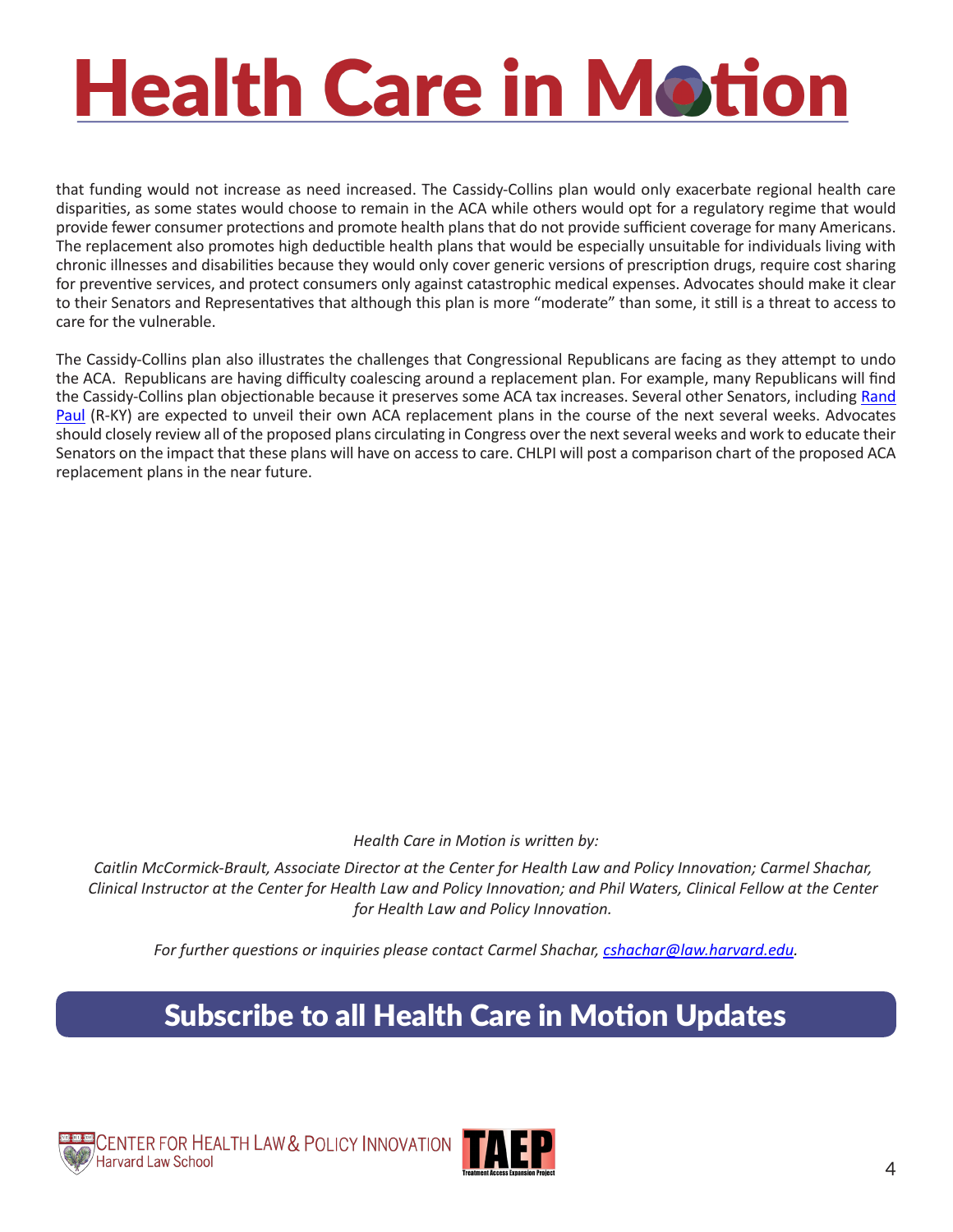that funding would not increase as need increased. The Cassidy-Collins plan would only exacerbate regional health care disparities, as some states would choose to remain in the ACA while others would opt for a regulatory regime that would provide fewer consumer protections and promote health plans that do not provide sufficient coverage for many Americans. The replacement also promotes high deductible health plans that would be especially unsuitable for individuals living with chronic illnesses and disabilities because they would only cover generic versions of prescription drugs, require cost sharing for preventive services, and protect consumers only against catastrophic medical expenses. Advocates should make it clear to their Senators and Representatives that although this plan is more "moderate" than some, it still is a threat to access to care for the vulnerable.

The Cassidy-Collins plan also illustrates the challenges that Congressional Republicans are facing as they attempt to undo the ACA. Republicans are having difficulty coalescing around a replacement plan. For example, many Republicans will find the Cassidy-Collins plan objectionable because it preserves some ACA tax increases. Several other Senators, including Rand Paul (R-KY) are expected to unveil their own ACA replacement plans in the course of the next several weeks. Advocates should closely review all of the proposed plans circulating in Congress over the next several weeks and work to educate their Senators on the impact that these plans will have on access to care. CHLPI will post a comparison chart of the proposed ACA replacement plans in the near future.

*Health Care in Motion is written by:*

*Caitlin McCormick-Brault, Associate Director at the Center for Health Law and Policy Innovation; Carmel Shachar, Clinical Instructor at the Center for Health Law and Policy Innovation; and Phil Waters, Clinical Fellow at the Center for Health Law and Policy Innovation.*

*For further questions or inquiries please contact Carmel Shachar, cshachar@law.harvard.edu.*

## Subscribe to all Health Care in Motion Updates

Center for Health Law & Policy Innovation
Harvard Law School

TAEP
Treatment Access Expansion Project